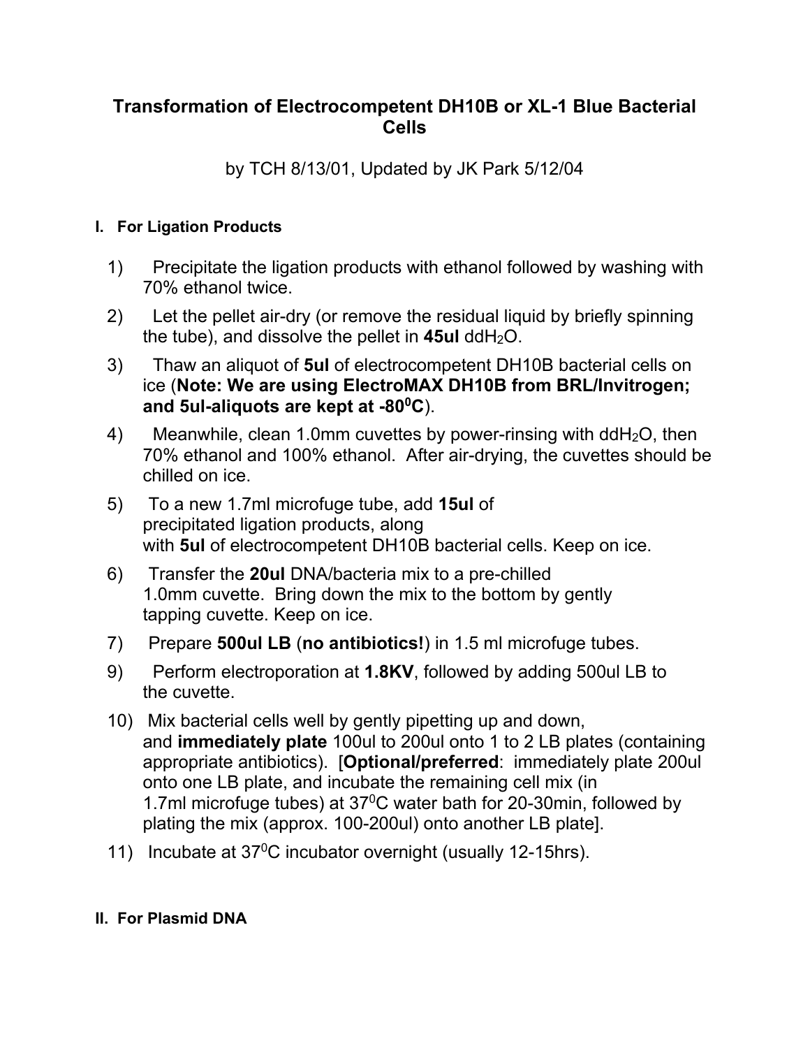# Transformation of Electrocompetent DH10B or XL-1 Blue Bacterial Cells

by TCH 8/13/01, Updated by JK Park 5/12/04

## I. For Ligation Products

1) Precipitate the ligation products with ethanol followed by washing with 70% ethanol twice.
2) Let the pellet air-dry (or remove the residual liquid by briefly spinning the tube), and dissolve the pellet in **45ul** $ddH_2O$.
3) Thaw an aliquot of **5ul** of electrocompetent DH10B bacterial cells on ice (**Note: We are using ElectroMAX DH10B from BRL/Invitrogen; and 5ul-aliquots are kept at -80$^0$C**).
4) Meanwhile, clean 1.0mm cuvettes by power-rinsing with $ddH_2O$, then 70% ethanol and 100% ethanol. After air-drying, the cuvettes should be chilled on ice.
5) To a new 1.7ml microfuge tube, add **15ul** of precipitated ligation products, along with **5ul** of electrocompetent DH10B bacterial cells. Keep on ice.
6) Transfer the **20ul** DNA/bacteria mix to a pre-chilled 1.0mm cuvette. Bring down the mix to the bottom by gently tapping cuvette. Keep on ice.
7) Prepare **500ul LB** (**no antibiotics!**) in 1.5 ml microfuge tubes.
9) Perform electroporation at **1.8KV**, followed by adding 500ul LB to the cuvette.
10) Mix bacterial cells well by gently pipetting up and down, and **immediately plate** 100ul to 200ul onto 1 to 2 LB plates (containing appropriate antibiotics). [**Optional/preferred**: immediately plate 200ul onto one LB plate, and incubate the remaining cell mix (in 1.7ml microfuge tubes) at 37$^0$C water bath for 20-30min, followed by plating the mix (approx. 100-200ul) onto another LB plate].
11) Incubate at 37$^0$C incubator overnight (usually 12-15hrs).

## II. For Plasmid DNA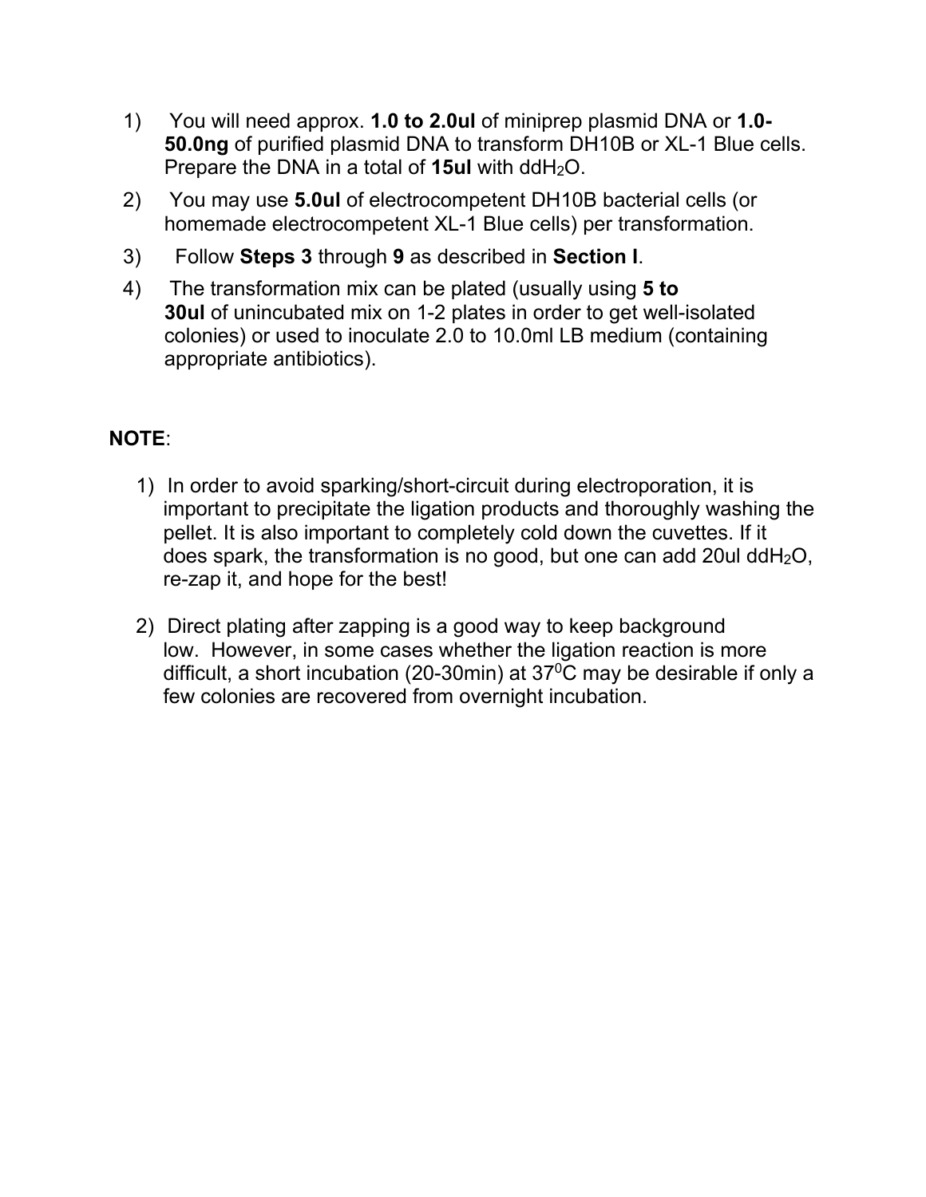1) You will need approx. **1.0 to 2.0ul** of miniprep plasmid DNA or **1.0-50.0ng** of purified plasmid DNA to transform DH10B or XL-1 Blue cells. Prepare the DNA in a total of **15ul** with $ddH_2O$.
2) You may use **5.0ul** of electrocompetent DH10B bacterial cells (or homemade electrocompetent XL-1 Blue cells) per transformation.
3) Follow **Steps 3** through **9** as described in **Section I**.
4) The transformation mix can be plated (usually using **5 to 30ul** of unincubated mix on 1-2 plates in order to get well-isolated colonies) or used to inoculate 2.0 to 10.0ml LB medium (containing appropriate antibiotics).

**NOTE**:

1) In order to avoid sparking/short-circuit during electroporation, it is important to precipitate the ligation products and thoroughly washing the pellet. It is also important to completely cold down the cuvettes. If it does spark, the transformation is no good, but one can add 20ul $ddH_2O$, re-zap it, and hope for the best!

2) Direct plating after zapping is a good way to keep background low. However, in some cases whether the ligation reaction is more difficult, a short incubation (20-30min) at $37^0$C may be desirable if only a few colonies are recovered from overnight incubation.